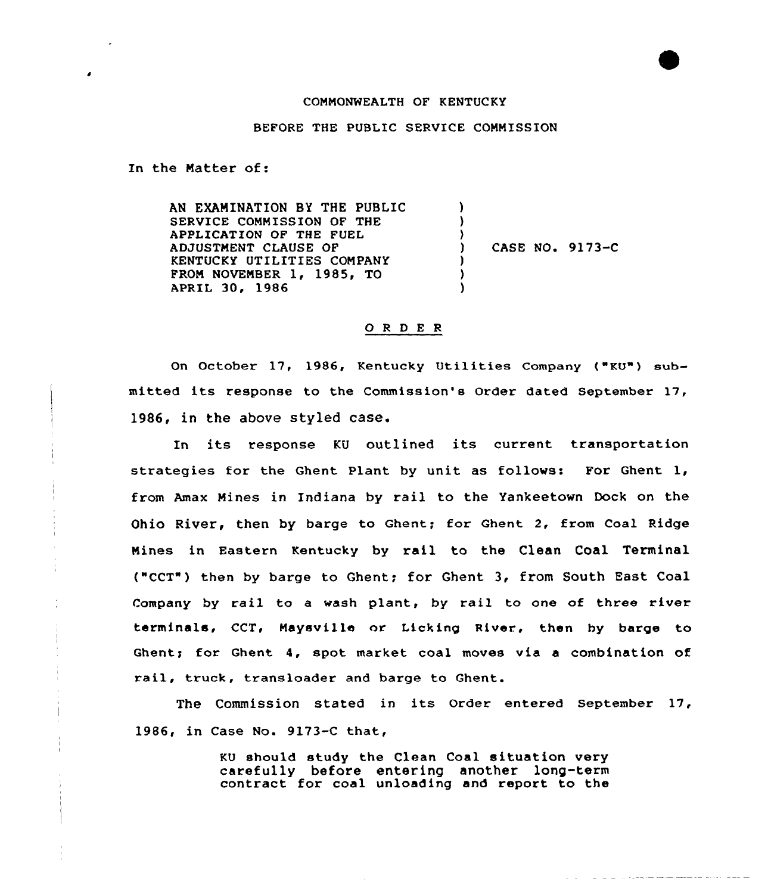COMMONWEALTH OF KENTUCKY

BEFORE THE PUBLIC SERVICE COMMISSION

In the Matter of:

| | | |
|---|---|---|
| AN EXAMINATION BY THE PUBLIC SERVICE COMMISSION OF THE APPLICATION OF THE FUEL ADJUSTMENT CLAUSE OF KENTUCKY UTILITIES COMPANY FROM NOVEMBER 1, 1985, TO APRIL 30, 1986 | ) | CASE NO. 9173-C |

## O R D E R

On October 17, 1986, Kentucky Utilities Company ("KU") submitted its response to the Commission's Order dated September 17, 1986, in the above styled case.

In its response KU outlined its current transportation strategies for the Ghent Plant by unit as follows: For Ghent 1, from Amax Mines in Indiana by rail to the Yankeetown Dock on the Ohio River, then by barge to Ghent; for Ghent 2, from Coal Ridge Mines in Eastern Kentucky by rail to the Clean Coal Terminal ("CCT") then by barge to Ghent; for Ghent 3, from South East Coal Company by rail to a wash plant, by rail to one of three river terminals, CCT, Maysville or Licking River, then by barge to Ghent; for Ghent 4, spot market coal moves via a combination of rail, truck, transloader and barge to Ghent.

The Commission stated in its Order entered September 17, 1986, in Case No. 9173-C that,

> KU should study the Clean Coal situation very carefully before entering another long-term contract for coal unloading and report to the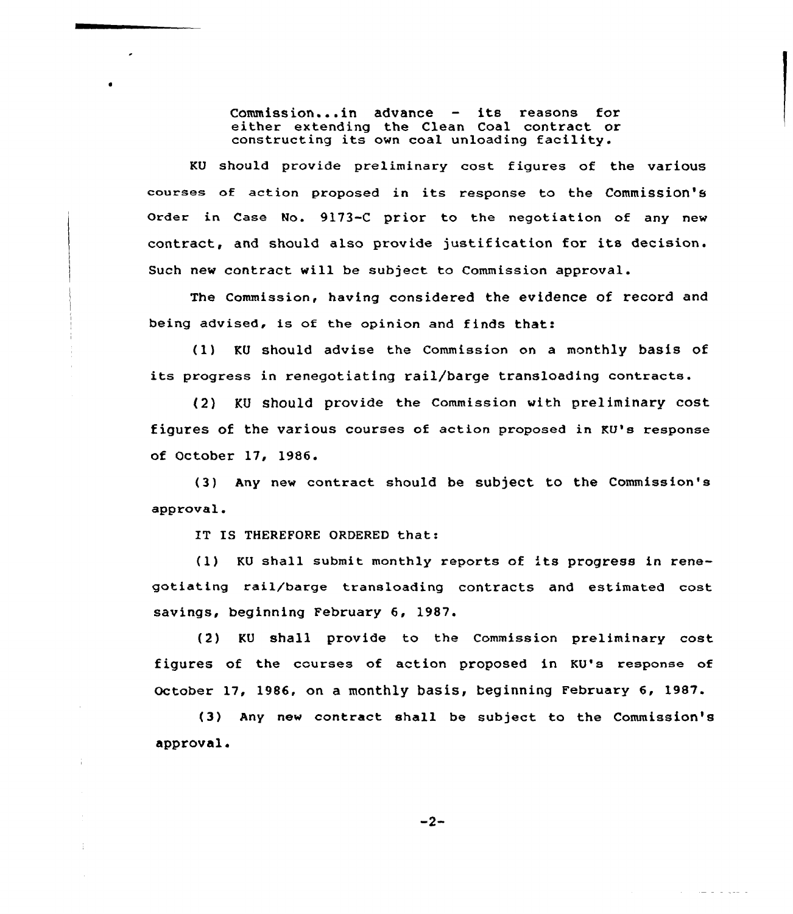> Commission...in advance - its reasons for either extending the Clean Coal contract or constructing its own coal unloading facility.

KU should provide preliminary cost figures of the various courses of action proposed in its response to the Commission's Order in Case No. 9173-C prior to the negotiation of any new contract, and should also provide justification for its decision. Such new contract will be subject to Commission approval.

The Commission, having considered the evidence of record and being advised, is of the opinion and finds that:

(1) KU should advise the Commission on a monthly basis of its progress in renegotiating rail/barge transloading contracts.

(2) KU should provide the Commission with preliminary cost figures of the various courses of action proposed in KU's response of October 17, 1986.

(3) Any new contract should be subject to the Commission's approval.

IT IS THEREFORE ORDERED that:

(1) KU shall submit monthly reports of its progress in renegotiating rail/barge transloading contracts and estimated cost savings, beginning February 6, 1987.

(2) KU shall provide to the Commission preliminary cost figures of the courses of action proposed in KU's response of October 17, 1986, on a monthly basis, beginning February 6, 1987.

(3) Any new contract shall be subject to the Commission's approval.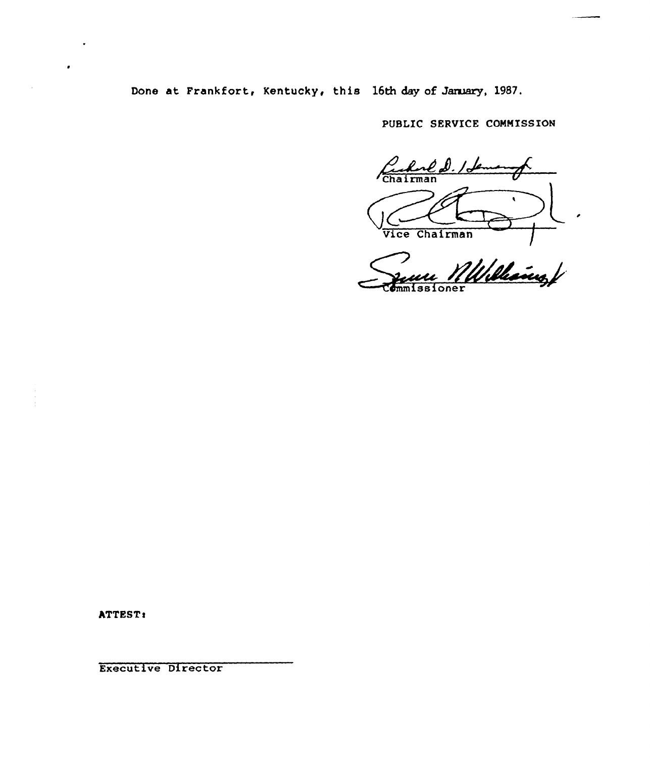Done at Frankfort, Kentucky, this 16th day of January, 1987.

PUBLIC SERVICE COMMISSION

Chairman

Vice Chairman

Commissioner

ATTEST:

Executive Director